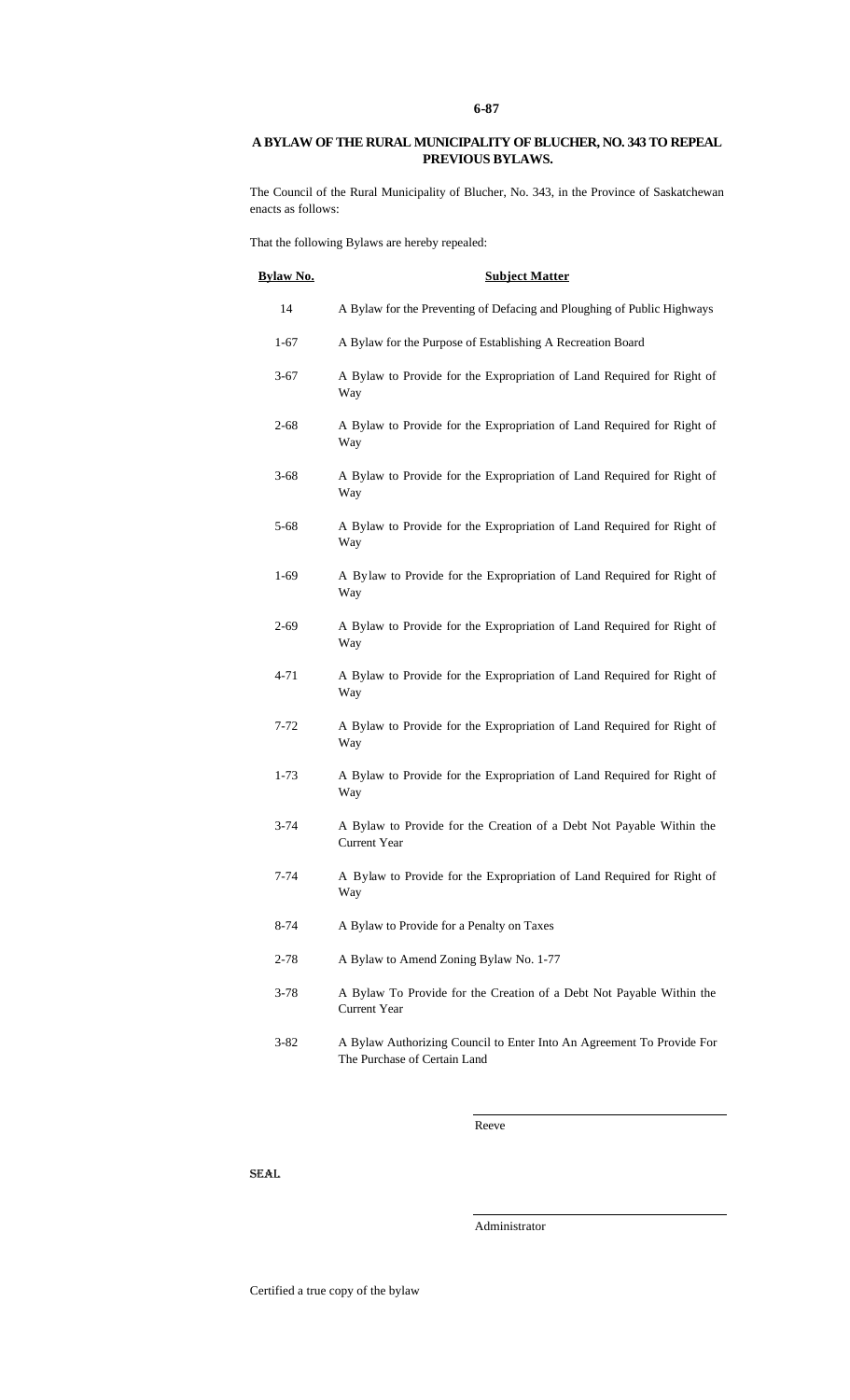**6-87**

## A BYLAW OF THE RURAL MUNICIPALITY OF BLUCHER, NO. 343 TO REPEAL PREVIOUS BYLAWS.

The Council of the Rural Municipality of Blucher, No. 343, in the Province of Saskatchewan enacts as follows:

That the following Bylaws are hereby repealed:

| Bylaw No. | Subject Matter |
|---|---|
| 14 | A Bylaw for the Preventing of Defacing and Ploughing of Public Highways |
| 1-67 | A Bylaw for the Purpose of Establishing A Recreation Board |
| 3-67 | A Bylaw to Provide for the Expropriation of Land Required for Right of Way |
| 2-68 | A Bylaw to Provide for the Expropriation of Land Required for Right of Way |
| 3-68 | A Bylaw to Provide for the Expropriation of Land Required for Right of Way |
| 5-68 | A Bylaw to Provide for the Expropriation of Land Required for Right of Way |
| 1-69 | A Bylaw to Provide for the Expropriation of Land Required for Right of Way |
| 2-69 | A Bylaw to Provide for the Expropriation of Land Required for Right of Way |
| 4-71 | A Bylaw to Provide for the Expropriation of Land Required for Right of Way |
| 7-72 | A Bylaw to Provide for the Expropriation of Land Required for Right of Way |
| 1-73 | A Bylaw to Provide for the Expropriation of Land Required for Right of Way |
| 3-74 | A Bylaw to Provide for the Creation of a Debt Not Payable Within the Current Year |
| 7-74 | A Bylaw to Provide for the Expropriation of Land Required for Right of Way |
| 8-74 | A Bylaw to Provide for a Penalty on Taxes |
| 2-78 | A Bylaw to Amend Zoning Bylaw No. 1-77 |
| 3-78 | A Bylaw To Provide for the Creation of a Debt Not Payable Within the Current Year |
| 3-82 | A Bylaw Authorizing Council to Enter Into An Agreement To Provide For The Purchase of Certain Land |

\_\_\_\_\_\_\_\_\_\_\_\_\_\_\_\_\_\_\_\_\_\_\_\_\_\_\_\_\_\_
Reeve

SEAL

\_\_\_\_\_\_\_\_\_\_\_\_\_\_\_\_\_\_\_\_\_\_\_\_\_\_\_\_\_\_
Administrator

Certified a true copy of the bylaw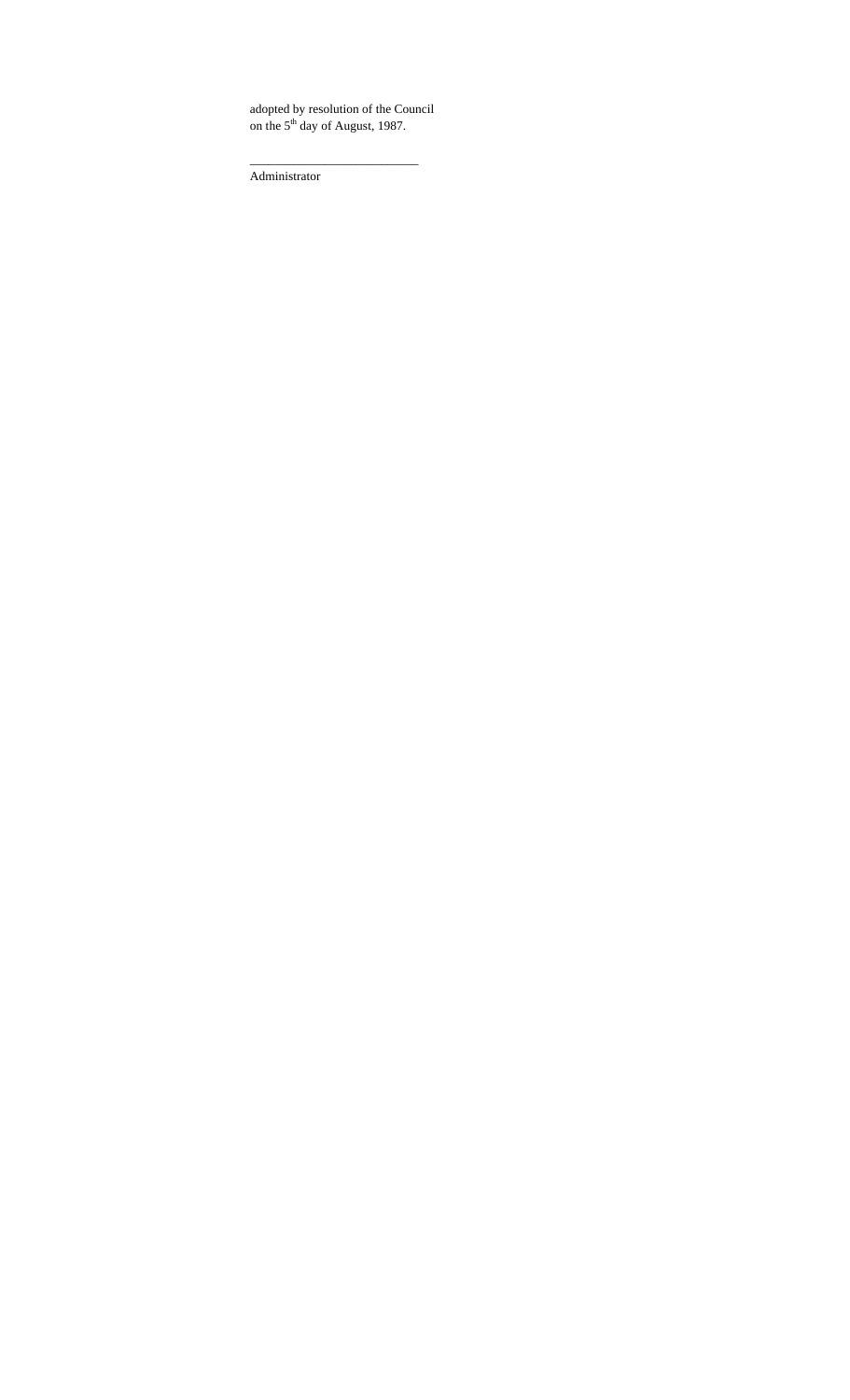adopted by resolution of the Council on the 5th day of August, 1987.

\_\_\_\_\_\_\_\_\_\_\_\_\_\_\_\_\_\_\_\_\_\_\_\_\_\_\_

Administrator